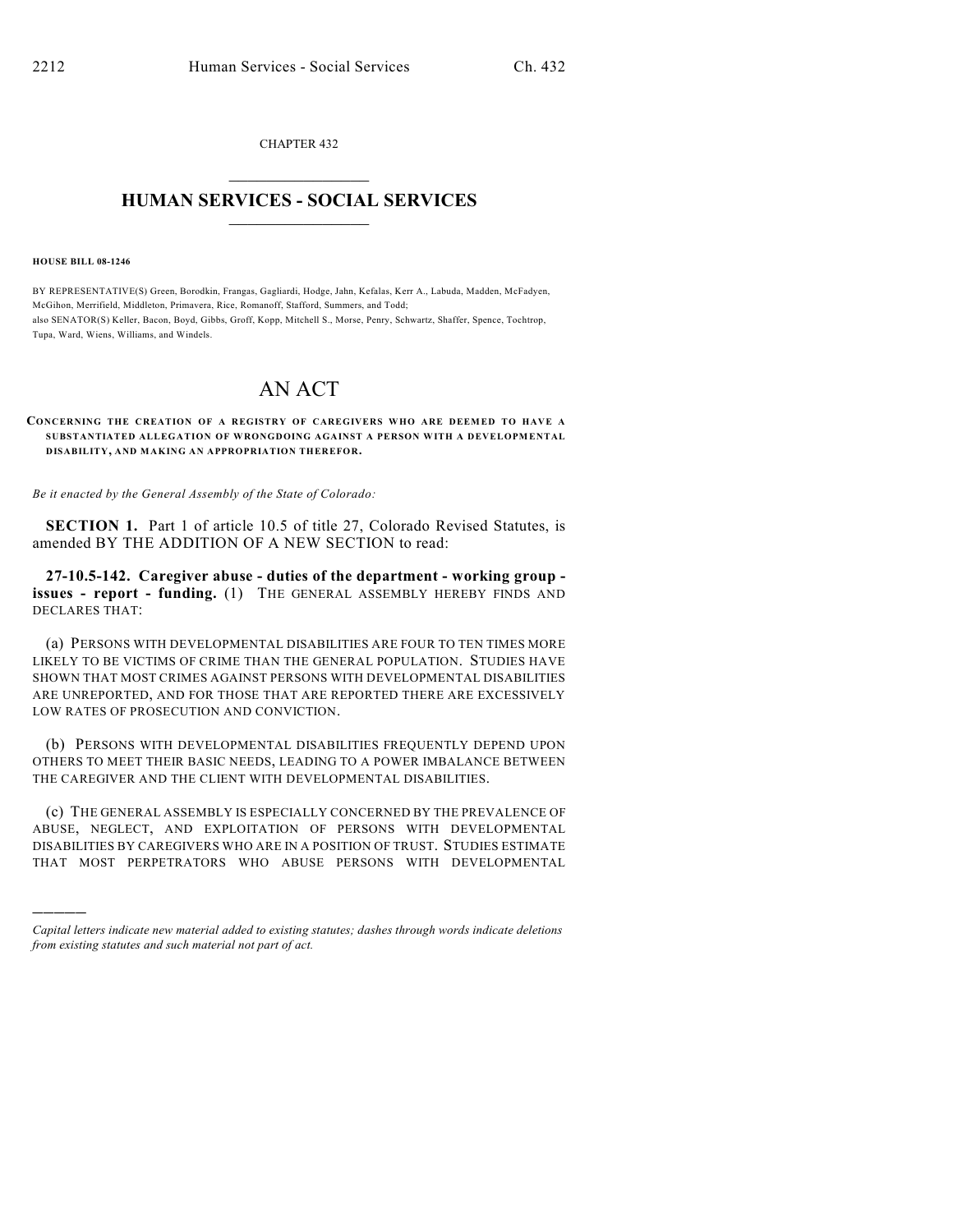CHAPTER 432

# HUMAN SERVICES - SOCIAL SERVICES

**HOUSE BILL 08-1246**

BY REPRESENTATIVE(S) Green, Borodkin, Frangas, Gagliardi, Hodge, Jahn, Kefalas, Kerr A., Labuda, Madden, McFadyen, McGihon, Merrifield, Middleton, Primavera, Rice, Romanoff, Stafford, Summers, and Todd;
also SENATOR(S) Keller, Bacon, Boyd, Gibbs, Groff, Kopp, Mitchell S., Morse, Penry, Schwartz, Shaffer, Spence, Tochtrop, Tupa, Ward, Wiens, Williams, and Windels.

# AN ACT

**CONCERNING THE CREATION OF A REGISTRY OF CAREGIVERS WHO ARE DEEMED TO HAVE A SUBSTANTIATED ALLEGATION OF WRONGDOING AGAINST A PERSON WITH A DEVELOPMENTAL DISABILITY, AND MAKING AN APPROPRIATION THEREFOR.**

*Be it enacted by the General Assembly of the State of Colorado:*

**SECTION 1.** Part 1 of article 10.5 of title 27, Colorado Revised Statutes, is amended BY THE ADDITION OF A NEW SECTION to read:

**27-10.5-142. Caregiver abuse - duties of the department - working group - issues - report - funding.** (1) THE GENERAL ASSEMBLY HEREBY FINDS AND DECLARES THAT:

(a) PERSONS WITH DEVELOPMENTAL DISABILITIES ARE FOUR TO TEN TIMES MORE LIKELY TO BE VICTIMS OF CRIME THAN THE GENERAL POPULATION. STUDIES HAVE SHOWN THAT MOST CRIMES AGAINST PERSONS WITH DEVELOPMENTAL DISABILITIES ARE UNREPORTED, AND FOR THOSE THAT ARE REPORTED THERE ARE EXCESSIVELY LOW RATES OF PROSECUTION AND CONVICTION.

(b) PERSONS WITH DEVELOPMENTAL DISABILITIES FREQUENTLY DEPEND UPON OTHERS TO MEET THEIR BASIC NEEDS, LEADING TO A POWER IMBALANCE BETWEEN THE CAREGIVER AND THE CLIENT WITH DEVELOPMENTAL DISABILITIES.

(c) THE GENERAL ASSEMBLY IS ESPECIALLY CONCERNED BY THE PREVALENCE OF ABUSE, NEGLECT, AND EXPLOITATION OF PERSONS WITH DEVELOPMENTAL DISABILITIES BY CAREGIVERS WHO ARE IN A POSITION OF TRUST. STUDIES ESTIMATE THAT MOST PERPETRATORS WHO ABUSE PERSONS WITH DEVELOPMENTAL

---

*Capital letters indicate new material added to existing statutes; dashes through words indicate deletions from existing statutes and such material not part of act.*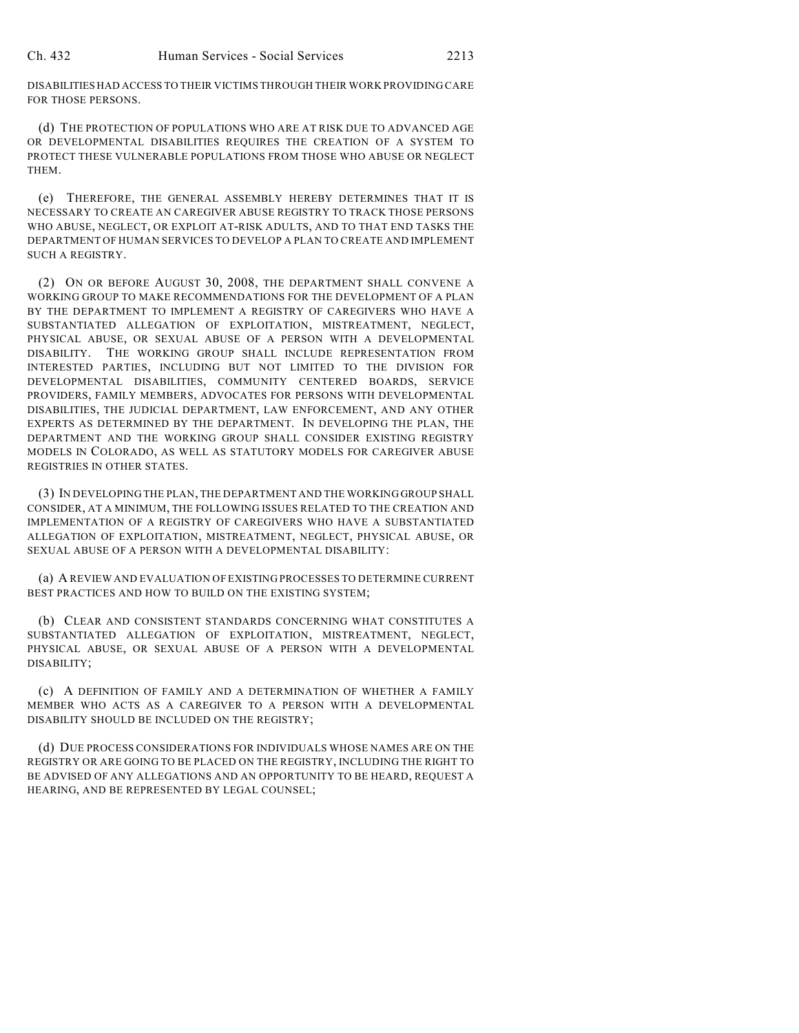DISABILITIES HAD ACCESS TO THEIR VICTIMS THROUGH THEIR WORK PROVIDING CARE FOR THOSE PERSONS.

(d) THE PROTECTION OF POPULATIONS WHO ARE AT RISK DUE TO ADVANCED AGE OR DEVELOPMENTAL DISABILITIES REQUIRES THE CREATION OF A SYSTEM TO PROTECT THESE VULNERABLE POPULATIONS FROM THOSE WHO ABUSE OR NEGLECT THEM.

(e) THEREFORE, THE GENERAL ASSEMBLY HEREBY DETERMINES THAT IT IS NECESSARY TO CREATE AN CAREGIVER ABUSE REGISTRY TO TRACK THOSE PERSONS WHO ABUSE, NEGLECT, OR EXPLOIT AT-RISK ADULTS, AND TO THAT END TASKS THE DEPARTMENT OF HUMAN SERVICES TO DEVELOP A PLAN TO CREATE AND IMPLEMENT SUCH A REGISTRY.

(2) ON OR BEFORE AUGUST 30, 2008, THE DEPARTMENT SHALL CONVENE A WORKING GROUP TO MAKE RECOMMENDATIONS FOR THE DEVELOPMENT OF A PLAN BY THE DEPARTMENT TO IMPLEMENT A REGISTRY OF CAREGIVERS WHO HAVE A SUBSTANTIATED ALLEGATION OF EXPLOITATION, MISTREATMENT, NEGLECT, PHYSICAL ABUSE, OR SEXUAL ABUSE OF A PERSON WITH A DEVELOPMENTAL DISABILITY. THE WORKING GROUP SHALL INCLUDE REPRESENTATION FROM INTERESTED PARTIES, INCLUDING BUT NOT LIMITED TO THE DIVISION FOR DEVELOPMENTAL DISABILITIES, COMMUNITY CENTERED BOARDS, SERVICE PROVIDERS, FAMILY MEMBERS, ADVOCATES FOR PERSONS WITH DEVELOPMENTAL DISABILITIES, THE JUDICIAL DEPARTMENT, LAW ENFORCEMENT, AND ANY OTHER EXPERTS AS DETERMINED BY THE DEPARTMENT. IN DEVELOPING THE PLAN, THE DEPARTMENT AND THE WORKING GROUP SHALL CONSIDER EXISTING REGISTRY MODELS IN COLORADO, AS WELL AS STATUTORY MODELS FOR CAREGIVER ABUSE REGISTRIES IN OTHER STATES.

(3) IN DEVELOPING THE PLAN, THE DEPARTMENT AND THE WORKING GROUP SHALL CONSIDER, AT A MINIMUM, THE FOLLOWING ISSUES RELATED TO THE CREATION AND IMPLEMENTATION OF A REGISTRY OF CAREGIVERS WHO HAVE A SUBSTANTIATED ALLEGATION OF EXPLOITATION, MISTREATMENT, NEGLECT, PHYSICAL ABUSE, OR SEXUAL ABUSE OF A PERSON WITH A DEVELOPMENTAL DISABILITY:

(a) A REVIEW AND EVALUATION OF EXISTING PROCESSES TO DETERMINE CURRENT BEST PRACTICES AND HOW TO BUILD ON THE EXISTING SYSTEM;

(b) CLEAR AND CONSISTENT STANDARDS CONCERNING WHAT CONSTITUTES A SUBSTANTIATED ALLEGATION OF EXPLOITATION, MISTREATMENT, NEGLECT, PHYSICAL ABUSE, OR SEXUAL ABUSE OF A PERSON WITH A DEVELOPMENTAL DISABILITY;

(c) A DEFINITION OF FAMILY AND A DETERMINATION OF WHETHER A FAMILY MEMBER WHO ACTS AS A CAREGIVER TO A PERSON WITH A DEVELOPMENTAL DISABILITY SHOULD BE INCLUDED ON THE REGISTRY;

(d) DUE PROCESS CONSIDERATIONS FOR INDIVIDUALS WHOSE NAMES ARE ON THE REGISTRY OR ARE GOING TO BE PLACED ON THE REGISTRY, INCLUDING THE RIGHT TO BE ADVISED OF ANY ALLEGATIONS AND AN OPPORTUNITY TO BE HEARD, REQUEST A HEARING, AND BE REPRESENTED BY LEGAL COUNSEL;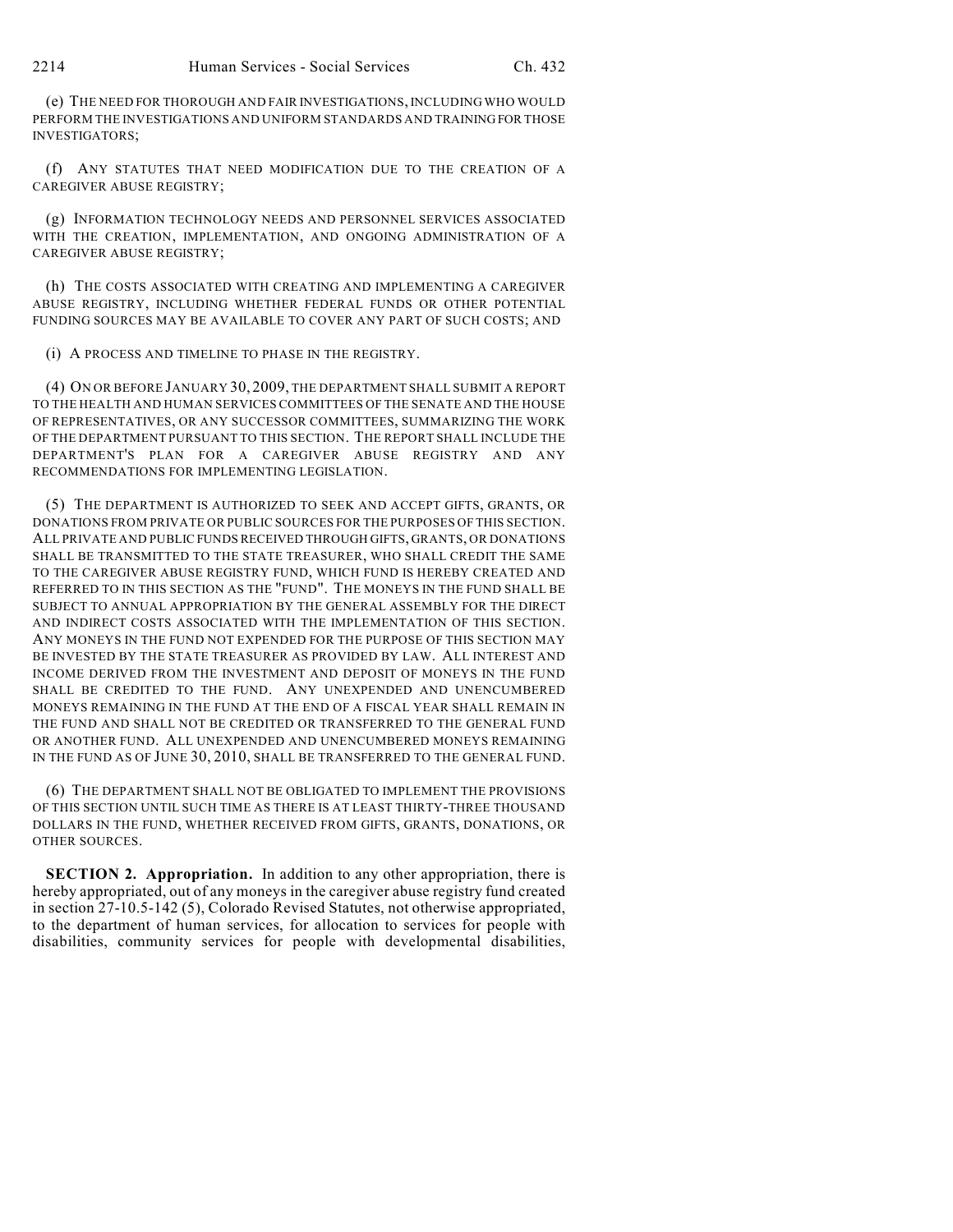(e) THE NEED FOR THOROUGH AND FAIR INVESTIGATIONS, INCLUDING WHO WOULD PERFORM THE INVESTIGATIONS AND UNIFORM STANDARDS AND TRAINING FOR THOSE INVESTIGATORS;

(f) ANY STATUTES THAT NEED MODIFICATION DUE TO THE CREATION OF A CAREGIVER ABUSE REGISTRY;

(g) INFORMATION TECHNOLOGY NEEDS AND PERSONNEL SERVICES ASSOCIATED WITH THE CREATION, IMPLEMENTATION, AND ONGOING ADMINISTRATION OF A CAREGIVER ABUSE REGISTRY;

(h) THE COSTS ASSOCIATED WITH CREATING AND IMPLEMENTING A CAREGIVER ABUSE REGISTRY, INCLUDING WHETHER FEDERAL FUNDS OR OTHER POTENTIAL FUNDING SOURCES MAY BE AVAILABLE TO COVER ANY PART OF SUCH COSTS; AND

(i) A PROCESS AND TIMELINE TO PHASE IN THE REGISTRY.

(4) ON OR BEFORE JANUARY 30, 2009, THE DEPARTMENT SHALL SUBMIT A REPORT TO THE HEALTH AND HUMAN SERVICES COMMITTEES OF THE SENATE AND THE HOUSE OF REPRESENTATIVES, OR ANY SUCCESSOR COMMITTEES, SUMMARIZING THE WORK OF THE DEPARTMENT PURSUANT TO THIS SECTION. THE REPORT SHALL INCLUDE THE DEPARTMENT'S PLAN FOR A CAREGIVER ABUSE REGISTRY AND ANY RECOMMENDATIONS FOR IMPLEMENTING LEGISLATION.

(5) THE DEPARTMENT IS AUTHORIZED TO SEEK AND ACCEPT GIFTS, GRANTS, OR DONATIONS FROM PRIVATE OR PUBLIC SOURCES FOR THE PURPOSES OF THIS SECTION. ALL PRIVATE AND PUBLIC FUNDS RECEIVED THROUGH GIFTS, GRANTS, OR DONATIONS SHALL BE TRANSMITTED TO THE STATE TREASURER, WHO SHALL CREDIT THE SAME TO THE CAREGIVER ABUSE REGISTRY FUND, WHICH FUND IS HEREBY CREATED AND REFERRED TO IN THIS SECTION AS THE "FUND". THE MONEYS IN THE FUND SHALL BE SUBJECT TO ANNUAL APPROPRIATION BY THE GENERAL ASSEMBLY FOR THE DIRECT AND INDIRECT COSTS ASSOCIATED WITH THE IMPLEMENTATION OF THIS SECTION. ANY MONEYS IN THE FUND NOT EXPENDED FOR THE PURPOSE OF THIS SECTION MAY BE INVESTED BY THE STATE TREASURER AS PROVIDED BY LAW. ALL INTEREST AND INCOME DERIVED FROM THE INVESTMENT AND DEPOSIT OF MONEYS IN THE FUND SHALL BE CREDITED TO THE FUND. ANY UNEXPENDED AND UNENCUMBERED MONEYS REMAINING IN THE FUND AT THE END OF A FISCAL YEAR SHALL REMAIN IN THE FUND AND SHALL NOT BE CREDITED OR TRANSFERRED TO THE GENERAL FUND OR ANOTHER FUND. ALL UNEXPENDED AND UNENCUMBERED MONEYS REMAINING IN THE FUND AS OF JUNE 30, 2010, SHALL BE TRANSFERRED TO THE GENERAL FUND.

(6) THE DEPARTMENT SHALL NOT BE OBLIGATED TO IMPLEMENT THE PROVISIONS OF THIS SECTION UNTIL SUCH TIME AS THERE IS AT LEAST THIRTY-THREE THOUSAND DOLLARS IN THE FUND, WHETHER RECEIVED FROM GIFTS, GRANTS, DONATIONS, OR OTHER SOURCES.

**SECTION 2. Appropriation.** In addition to any other appropriation, there is hereby appropriated, out of any moneys in the caregiver abuse registry fund created in section 27-10.5-142 (5), Colorado Revised Statutes, not otherwise appropriated, to the department of human services, for allocation to services for people with disabilities, community services for people with developmental disabilities,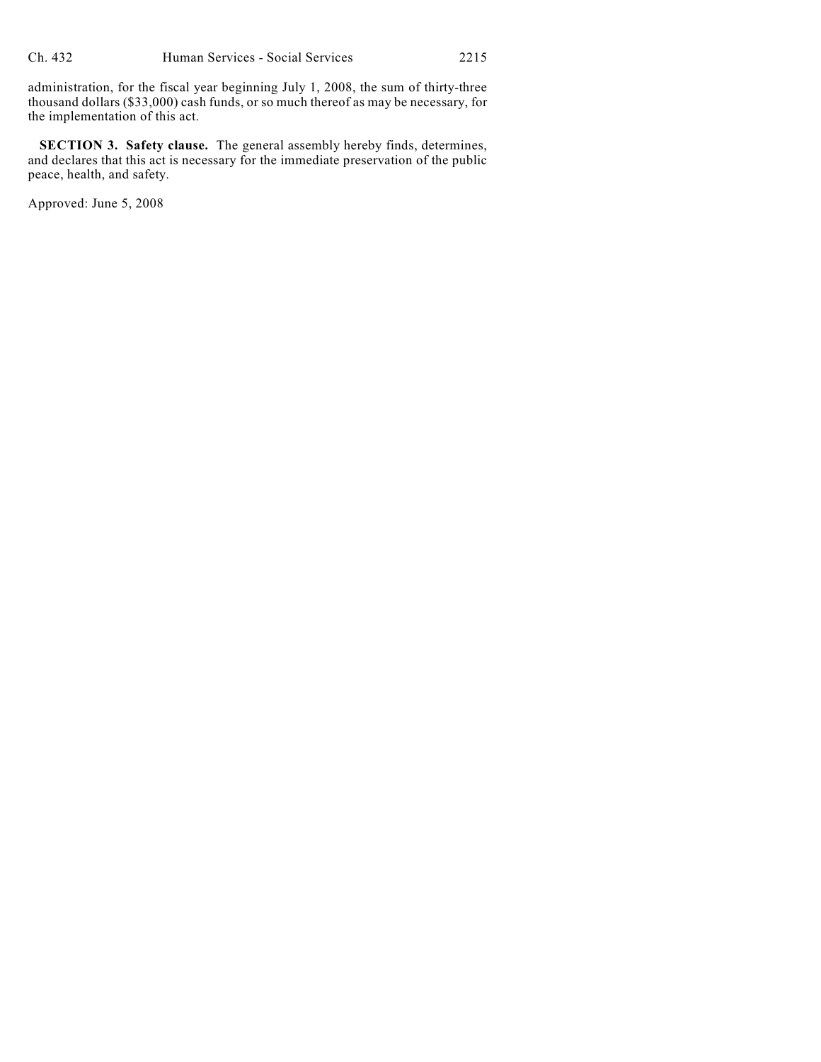administration, for the fiscal year beginning July 1, 2008, the sum of thirty-three thousand dollars ($33,000) cash funds, or so much thereof as may be necessary, for the implementation of this act.

**SECTION 3. Safety clause.** The general assembly hereby finds, determines, and declares that this act is necessary for the immediate preservation of the public peace, health, and safety.

Approved: June 5, 2008